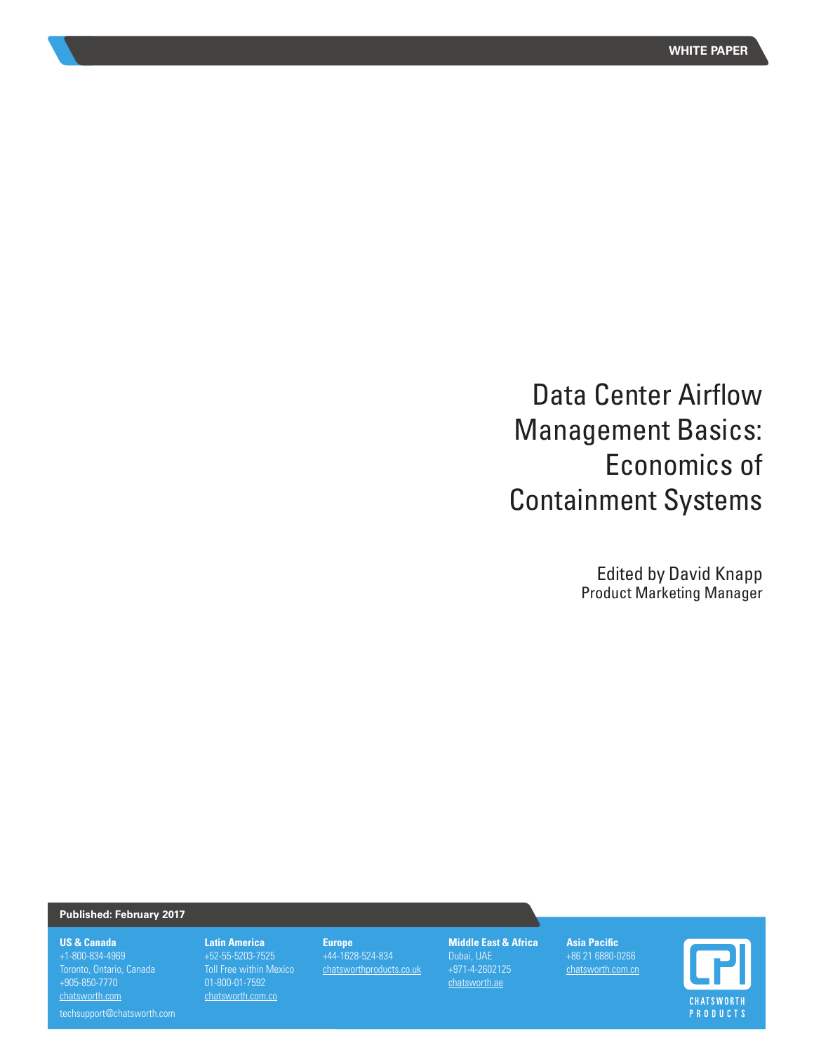WHITE PAPER

# Data Center Airflow Management Basics: Economics of Containment Systems

Edited by David Knapp
Product Marketing Manager

**Published: February 2017**

**US & Canada**
+1-800-834-4969
Toronto, Ontario, Canada
+905-850-7770
chatsworth.com
techsupport@chatsworth.com

**Latin America**
+52-55-5203-7525
Toll Free within Mexico
01-800-01-7592
chatsworth.com.co

**Europe**
+44-1628-524-834
chatsworthproducts.co.uk

**Middle East & Africa**
Dubai, UAE
+971-4-2602125
chatsworth.ae

**Asia Pacific**
+86 21 6880-0266
chatsworth.com.cn

CHATSWORTH PRODUCTS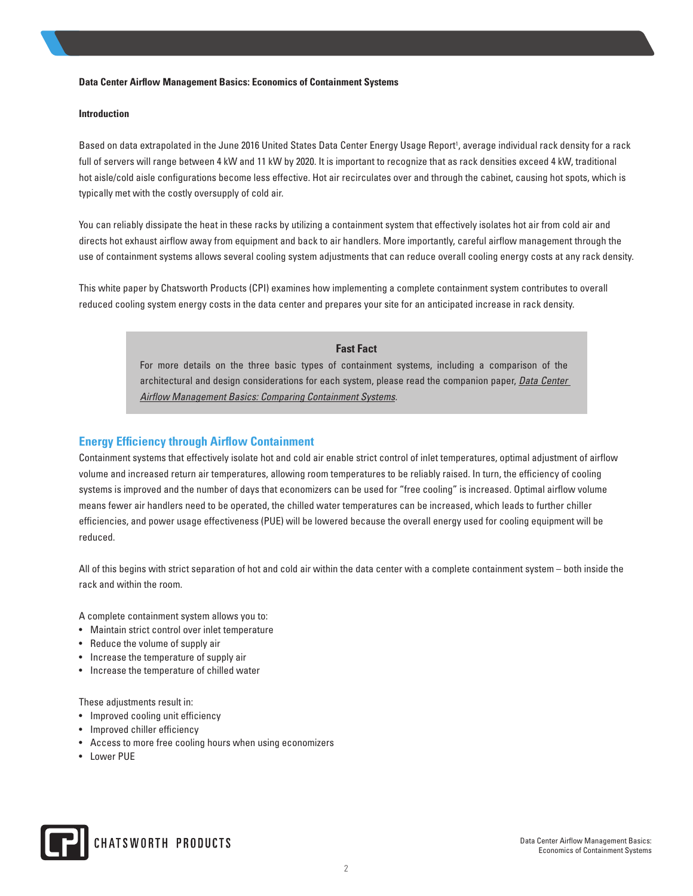**Data Center Airflow Management Basics: Economics of Containment Systems**

**Introduction**

Based on data extrapolated in the June 2016 United States Data Center Energy Usage Report[1], average individual rack density for a rack full of servers will range between 4 kW and 11 kW by 2020. It is important to recognize that as rack densities exceed 4 kW, traditional hot aisle/cold aisle configurations become less effective. Hot air recirculates over and through the cabinet, causing hot spots, which is typically met with the costly oversupply of cold air.

You can reliably dissipate the heat in these racks by utilizing a containment system that effectively isolates hot air from cold air and directs hot exhaust airflow away from equipment and back to air handlers. More importantly, careful airflow management through the use of containment systems allows several cooling system adjustments that can reduce overall cooling energy costs at any rack density.

This white paper by Chatsworth Products (CPI) examines how implementing a complete containment system contributes to overall reduced cooling system energy costs in the data center and prepares your site for an anticipated increase in rack density.

> **Fast Fact**
>
> For more details on the three basic types of containment systems, including a comparison of the architectural and design considerations for each system, please read the companion paper, *Data Center Airflow Management Basics: Comparing Containment Systems*.

## Energy Efficiency through Airflow Containment

Containment systems that effectively isolate hot and cold air enable strict control of inlet temperatures, optimal adjustment of airflow volume and increased return air temperatures, allowing room temperatures to be reliably raised. In turn, the efficiency of cooling systems is improved and the number of days that economizers can be used for "free cooling" is increased. Optimal airflow volume means fewer air handlers need to be operated, the chilled water temperatures can be increased, which leads to further chiller efficiencies, and power usage effectiveness (PUE) will be lowered because the overall energy used for cooling equipment will be reduced.

All of this begins with strict separation of hot and cold air within the data center with a complete containment system – both inside the rack and within the room.

A complete containment system allows you to:

- Maintain strict control over inlet temperature
- Reduce the volume of supply air
- Increase the temperature of supply air
- Increase the temperature of chilled water

These adjustments result in:

- Improved cooling unit efficiency
- Improved chiller efficiency
- Access to more free cooling hours when using economizers
- Lower PUE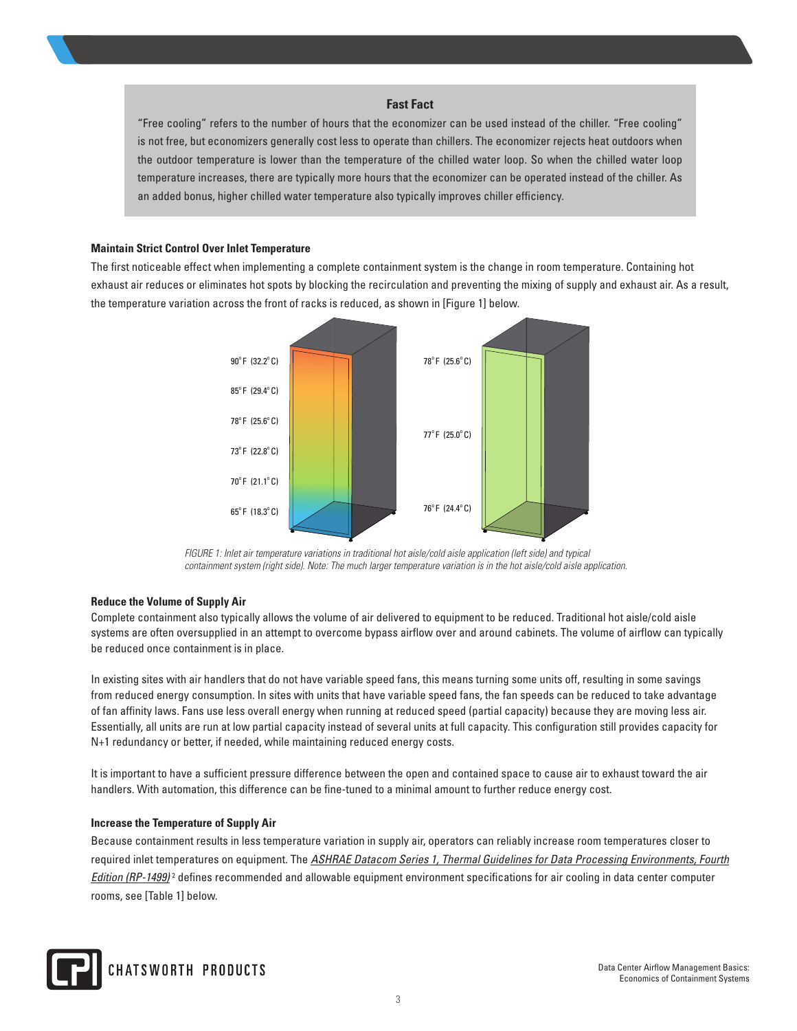**Fast Fact**

"Free cooling" refers to the number of hours that the economizer can be used instead of the chiller. "Free cooling" is not free, but economizers generally cost less to operate than chillers. The economizer rejects heat outdoors when the outdoor temperature is lower than the temperature of the chilled water loop. So when the chilled water loop temperature increases, there are typically more hours that the economizer can be operated instead of the chiller. As an added bonus, higher chilled water temperature also typically improves chiller efficiency.

### Maintain Strict Control Over Inlet Temperature

The first noticeable effect when implementing a complete containment system is the change in room temperature. Containing hot exhaust air reduces or eliminates hot spots by blocking the recirculation and preventing the mixing of supply and exhaust air. As a result, the temperature variation across the front of racks is reduced, as shown in [Figure 1] below.

90° F (32.2° C)
85° F (29.4° C)
78° F (25.6° C)
73° F (22.8° C)
70° F (21.1° C)
65° F (18.3° C)

78° F (25.6° C)
77° F (25.0° C)
76° F (24.4° C)

*FIGURE 1: Inlet air temperature variations in traditional hot aisle/cold aisle application (left side) and typical containment system (right side). Note: The much larger temperature variation is in the hot aisle/cold aisle application.*

### Reduce the Volume of Supply Air

Complete containment also typically allows the volume of air delivered to equipment to be reduced. Traditional hot aisle/cold aisle systems are often oversupplied in an attempt to overcome bypass airflow over and around cabinets. The volume of airflow can typically be reduced once containment is in place.

In existing sites with air handlers that do not have variable speed fans, this means turning some units off, resulting in some savings from reduced energy consumption. In sites with units that have variable speed fans, the fan speeds can be reduced to take advantage of fan affinity laws. Fans use less overall energy when running at reduced speed (partial capacity) because they are moving less air. Essentially, all units are run at low partial capacity instead of several units at full capacity. This configuration still provides capacity for N+1 redundancy or better, if needed, while maintaining reduced energy costs.

It is important to have a sufficient pressure difference between the open and contained space to cause air to exhaust toward the air handlers. With automation, this difference can be fine-tuned to a minimal amount to further reduce energy cost.

### Increase the Temperature of Supply Air

Because containment results in less temperature variation in supply air, operators can reliably increase room temperatures closer to required inlet temperatures on equipment. The *ASHRAE Datacom Series 1, Thermal Guidelines for Data Processing Environments, Fourth Edition (RP-1499)*[2] defines recommended and allowable equipment environment specifications for air cooling in data center computer rooms, see [Table 1] below.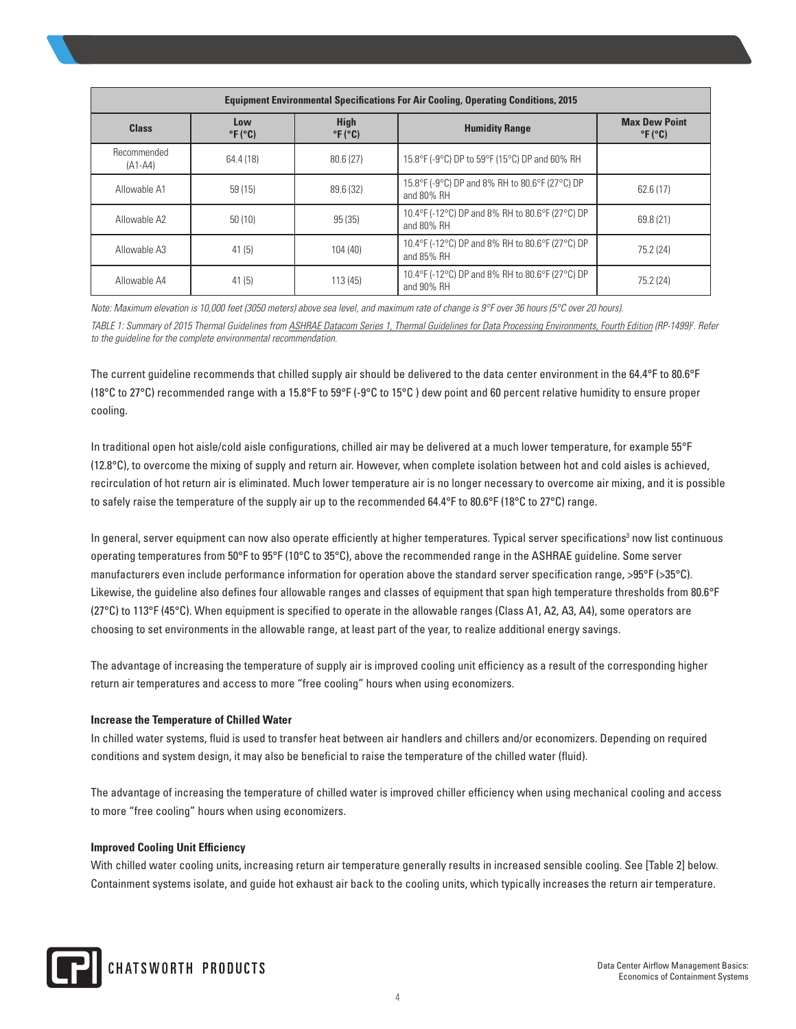| Equipment Environmental Specifications For Air Cooling, Operating Conditions, 2015 | | | | |
|---|---|---|---|---|
| **Class** | **Low °F (°C)** | **High °F (°C)** | **Humidity Range** | **Max Dew Point °F (°C)** |
| Recommended (A1-A4) | 64.4 (18) | 80.6 (27) | 15.8°F (-9°C) DP to 59°F (15°C) DP and 60% RH | |
| Allowable A1 | 59 (15) | 89.6 (32) | 15.8°F (-9°C) DP and 8% RH to 80.6°F (27°C) DP and 80% RH | 62.6 (17) |
| Allowable A2 | 50 (10) | 95 (35) | 10.4°F (-12°C) DP and 8% RH to 80.6°F (27°C) DP and 80% RH | 69.8 (21) |
| Allowable A3 | 41 (5) | 104 (40) | 10.4°F (-12°C) DP and 8% RH to 80.6°F (27°C) DP and 85% RH | 75.2 (24) |
| Allowable A4 | 41 (5) | 113 (45) | 10.4°F (-12°C) DP and 8% RH to 80.6°F (27°C) DP and 90% RH | 75.2 (24) |

*Note: Maximum elevation is 10,000 feet (3050 meters) above sea level, and maximum rate of change is 9°F over 36 hours (5°C over 20 hours).*

*TABLE 1: Summary of 2015 Thermal Guidelines from ASHRAE Datacom Series 1, Thermal Guidelines for Data Processing Environments, Fourth Edition (RP-1499)[2]. Refer to the guideline for the complete environmental recommendation.*

The current guideline recommends that chilled supply air should be delivered to the data center environment in the 64.4°F to 80.6°F (18°C to 27°C) recommended range with a 15.8°F to 59°F (-9°C to 15°C ) dew point and 60 percent relative humidity to ensure proper cooling.

In traditional open hot aisle/cold aisle configurations, chilled air may be delivered at a much lower temperature, for example 55°F (12.8°C), to overcome the mixing of supply and return air. However, when complete isolation between hot and cold aisles is achieved, recirculation of hot return air is eliminated. Much lower temperature air is no longer necessary to overcome air mixing, and it is possible to safely raise the temperature of the supply air up to the recommended 64.4°F to 80.6°F (18°C to 27°C) range.

In general, server equipment can now also operate efficiently at higher temperatures. Typical server specifications[3] now list continuous operating temperatures from 50°F to 95°F (10°C to 35°C), above the recommended range in the ASHRAE guideline. Some server manufacturers even include performance information for operation above the standard server specification range, >95°F (>35°C). Likewise, the guideline also defines four allowable ranges and classes of equipment that span high temperature thresholds from 80.6°F (27°C) to 113°F (45°C). When equipment is specified to operate in the allowable ranges (Class A1, A2, A3, A4), some operators are choosing to set environments in the allowable range, at least part of the year, to realize additional energy savings.

The advantage of increasing the temperature of supply air is improved cooling unit efficiency as a result of the corresponding higher return air temperatures and access to more "free cooling" hours when using economizers.

**Increase the Temperature of Chilled Water**

In chilled water systems, fluid is used to transfer heat between air handlers and chillers and/or economizers. Depending on required conditions and system design, it may also be beneficial to raise the temperature of the chilled water (fluid).

The advantage of increasing the temperature of chilled water is improved chiller efficiency when using mechanical cooling and access to more "free cooling" hours when using economizers.

**Improved Cooling Unit Efficiency**

With chilled water cooling units, increasing return air temperature generally results in increased sensible cooling. See [Table 2] below. Containment systems isolate, and guide hot exhaust air back to the cooling units, which typically increases the return air temperature.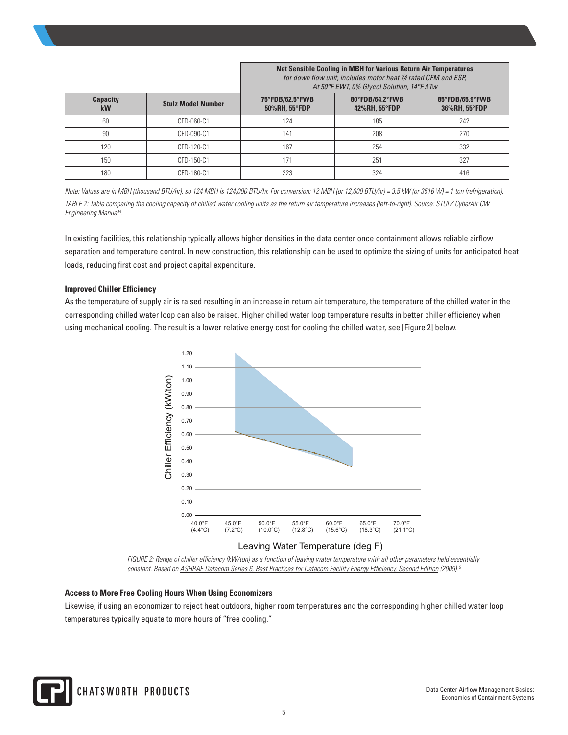| | | Net Sensible Cooling in MBH for Various Return Air Temperatures *for down flow unit, includes motor heat @ rated CFM and ESP, At 50°F EWT, 0% Glycol Solution, 14°F ΔTw* | | |
|---|---|---|---|---|
| **Capacity kW** | **Stulz Model Number** | **75°FDB/62.5°FWB 50%RH, 55°FDP** | **80°FDB/64.2°FWB 42%RH, 55°FDP** | **85°FDB/65.9°FWB 36%RH, 55°FDP** |
| 60 | CFD-060-C1 | 124 | 185 | 242 |
| 90 | CFD-090-C1 | 141 | 208 | 270 |
| 120 | CFD-120-C1 | 167 | 254 | 332 |
| 150 | CFD-150-C1 | 171 | 251 | 327 |
| 180 | CFD-180-C1 | 223 | 324 | 416 |

*Note: Values are in MBH (thousand BTU/hr), so 124 MBH is 124,000 BTU/hr. For conversion: 12 MBH (or 12,000 BTU/hr) = 3.5 kW (or 3516 W) = 1 ton (refrigeration).*

*TABLE 2: Table comparing the cooling capacity of chilled water cooling units as the return air temperature increases (left-to-right). Source: STULZ CyberAir CW Engineering Manual[4].*

In existing facilities, this relationship typically allows higher densities in the data center once containment allows reliable airflow separation and temperature control. In new construction, this relationship can be used to optimize the sizing of units for anticipated heat loads, reducing first cost and project capital expenditure.

**Improved Chiller Efficiency**

As the temperature of supply air is raised resulting in an increase in return air temperature, the temperature of the chilled water in the corresponding chilled water loop can also be raised. Higher chilled water loop temperature results in better chiller efficiency when using mechanical cooling. The result is a lower relative energy cost for cooling the chilled water, see [Figure 2] below.

*FIGURE 2: Range of chiller efficiency (kW/ton) as a function of leaving water temperature with all other parameters held essentially constant. Based on ASHRAE Datacom Series 6, Best Practices for Datacom Facility Energy Efficiency, Second Edition (2009).[5]*

**Access to More Free Cooling Hours When Using Economizers**

Likewise, if using an economizer to reject heat outdoors, higher room temperatures and the corresponding higher chilled water loop temperatures typically equate to more hours of "free cooling."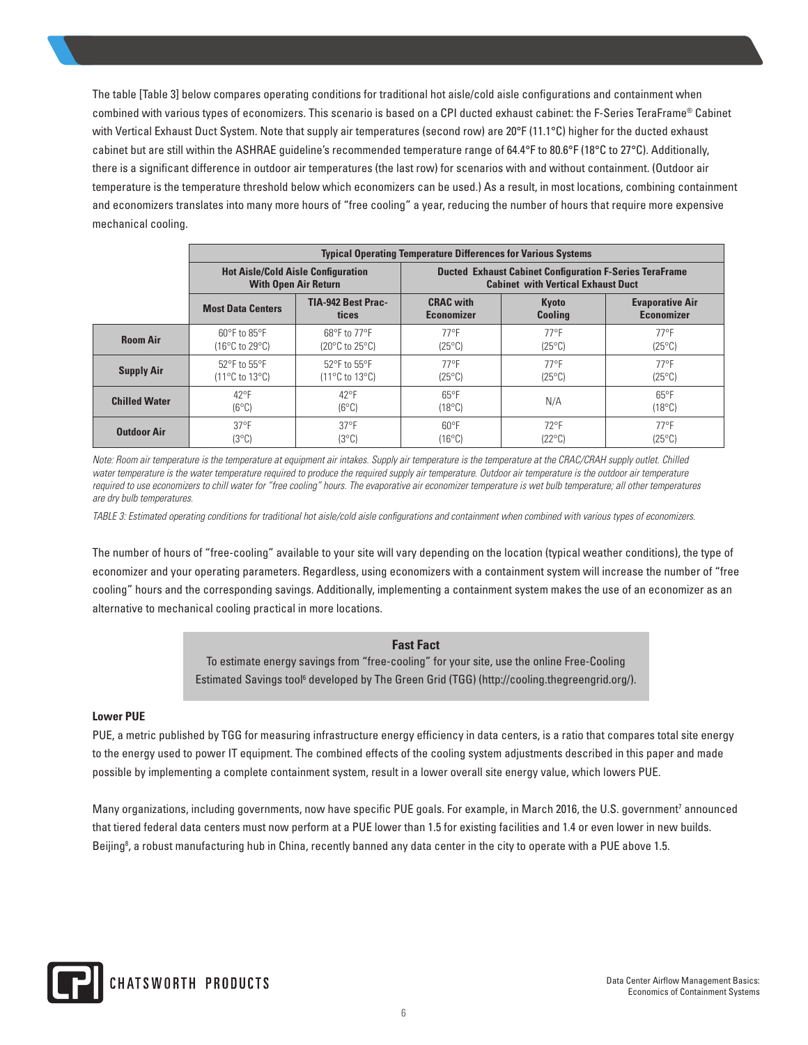The table [Table 3] below compares operating conditions for traditional hot aisle/cold aisle configurations and containment when combined with various types of economizers. This scenario is based on a CPI ducted exhaust cabinet: the F-Series TeraFrame® Cabinet with Vertical Exhaust Duct System. Note that supply air temperatures (second row) are 20°F (11.1°C) higher for the ducted exhaust cabinet but are still within the ASHRAE guideline's recommended temperature range of 64.4°F to 80.6°F (18°C to 27°C). Additionally, there is a significant difference in outdoor air temperatures (the last row) for scenarios with and without containment. (Outdoor air temperature is the temperature threshold below which economizers can be used.) As a result, in most locations, combining containment and economizers translates into many more hours of "free cooling" a year, reducing the number of hours that require more expensive mechanical cooling.

| | Typical Operating Temperature Differences for Various Systems | | | | |
|---|---|---|---|---|---|
| | Hot Aisle/Cold Aisle Configuration With Open Air Return | | Ducted Exhaust Cabinet Configuration F-Series TeraFrame Cabinet with Vertical Exhaust Duct | | |
| | Most Data Centers | TIA-942 Best Practices | CRAC with Economizer | Kyoto Cooling | Evaporative Air Economizer |
| **Room Air** | 60°F to 85°F (16°C to 29°C) | 68°F to 77°F (20°C to 25°C) | 77°F (25°C) | 77°F (25°C) | 77°F (25°C) |
| **Supply Air** | 52°F to 55°F (11°C to 13°C) | 52°F to 55°F (11°C to 13°C) | 77°F (25°C) | 77°F (25°C) | 77°F (25°C) |
| **Chilled Water** | 42°F (6°C) | 42°F (6°C) | 65°F (18°C) | N/A | 65°F (18°C) |
| **Outdoor Air** | 37°F (3°C) | 37°F (3°C) | 60°F (16°C) | 72°F (22°C) | 77°F (25°C) |

*Note: Room air temperature is the temperature at equipment air intakes. Supply air temperature is the temperature at the CRAC/CRAH supply outlet. Chilled water temperature is the water temperature required to produce the required supply air temperature. Outdoor air temperature is the outdoor air temperature required to use economizers to chill water for "free cooling" hours. The evaporative air economizer temperature is wet bulb temperature; all other temperatures are dry bulb temperatures.*

*TABLE 3: Estimated operating conditions for traditional hot aisle/cold aisle configurations and containment when combined with various types of economizers.*

The number of hours of "free-cooling" available to your site will vary depending on the location (typical weather conditions), the type of economizer and your operating parameters. Regardless, using economizers with a containment system will increase the number of "free cooling" hours and the corresponding savings. Additionally, implementing a containment system makes the use of an economizer as an alternative to mechanical cooling practical in more locations.

> **Fast Fact**
>
> To estimate energy savings from "free-cooling" for your site, use the online Free-Cooling Estimated Savings tool[6] developed by The Green Grid (TGG) (http://cooling.thegreengrid.org/).

**Lower PUE**

PUE, a metric published by TGG for measuring infrastructure energy efficiency in data centers, is a ratio that compares total site energy to the energy used to power IT equipment. The combined effects of the cooling system adjustments described in this paper and made possible by implementing a complete containment system, result in a lower overall site energy value, which lowers PUE.

Many organizations, including governments, now have specific PUE goals. For example, in March 2016, the U.S. government[7] announced that tiered federal data centers must now perform at a PUE lower than 1.5 for existing facilities and 1.4 or even lower in new builds. Beijing[8], a robust manufacturing hub in China, recently banned any data center in the city to operate with a PUE above 1.5.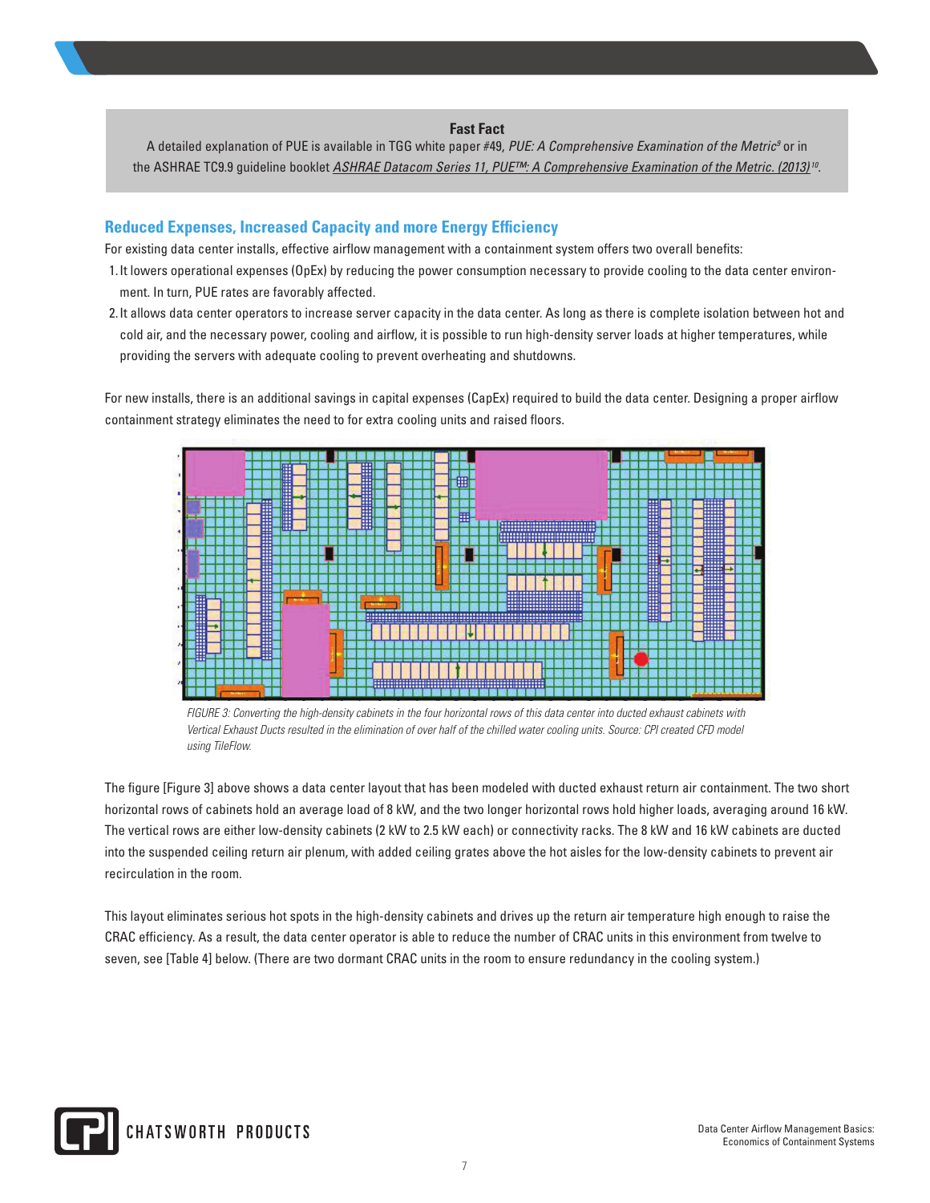**Fast Fact**

A detailed explanation of PUE is available in TGG white paper #49, *PUE: A Comprehensive Examination of the Metric*[9] or in the ASHRAE TC9.9 guideline booklet *ASHRAE Datacom Series 11, PUE™: A Comprehensive Examination of the Metric. (2013)*[10].

## Reduced Expenses, Increased Capacity and more Energy Efficiency

For existing data center installs, effective airflow management with a containment system offers two overall benefits:

1. It lowers operational expenses (OpEx) by reducing the power consumption necessary to provide cooling to the data center environment. In turn, PUE rates are favorably affected.
2. It allows data center operators to increase server capacity in the data center. As long as there is complete isolation between hot and cold air, and the necessary power, cooling and airflow, it is possible to run high-density server loads at higher temperatures, while providing the servers with adequate cooling to prevent overheating and shutdowns.

For new installs, there is an additional savings in capital expenses (CapEx) required to build the data center. Designing a proper airflow containment strategy eliminates the need to for extra cooling units and raised floors.

*FIGURE 3: Converting the high-density cabinets in the four horizontal rows of this data center into ducted exhaust cabinets with Vertical Exhaust Ducts resulted in the elimination of over half of the chilled water cooling units. Source: CPI created CFD model using TileFlow.*

The figure [Figure 3] above shows a data center layout that has been modeled with ducted exhaust return air containment. The two short horizontal rows of cabinets hold an average load of 8 kW, and the two longer horizontal rows hold higher loads, averaging around 16 kW. The vertical rows are either low-density cabinets (2 kW to 2.5 kW each) or connectivity racks. The 8 kW and 16 kW cabinets are ducted into the suspended ceiling return air plenum, with added ceiling grates above the hot aisles for the low-density cabinets to prevent air recirculation in the room.

This layout eliminates serious hot spots in the high-density cabinets and drives up the return air temperature high enough to raise the CRAC efficiency. As a result, the data center operator is able to reduce the number of CRAC units in this environment from twelve to seven, see [Table 4] below. (There are two dormant CRAC units in the room to ensure redundancy in the cooling system.)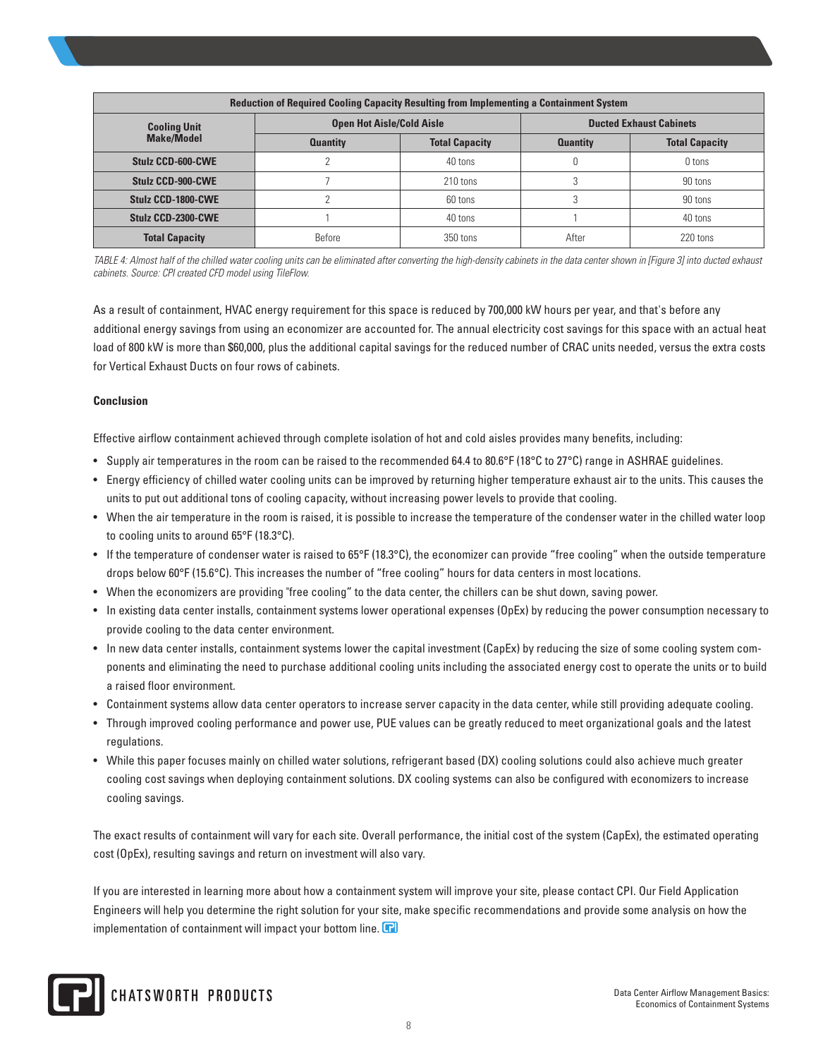| Reduction of Required Cooling Capacity Resulting from Implementing a Containment System | | | | |
|---|---|---|---|---|
| **Cooling Unit Make/Model** | **Open Hot Aisle/Cold Aisle** | | **Ducted Exhaust Cabinets** | |
| | **Quantity** | **Total Capacity** | **Quantity** | **Total Capacity** |
| **Stulz CCD-600-CWE** | 2 | 40 tons | 0 | 0 tons |
| **Stulz CCD-900-CWE** | 7 | 210 tons | 3 | 90 tons |
| **Stulz CCD-1800-CWE** | 2 | 60 tons | 3 | 90 tons |
| **Stulz CCD-2300-CWE** | 1 | 40 tons | 1 | 40 tons |
| **Total Capacity** | Before | 350 tons | After | 220 tons |

*TABLE 4: Almost half of the chilled water cooling units can be eliminated after converting the high-density cabinets in the data center shown in [Figure 3] into ducted exhaust cabinets. Source: CPI created CFD model using TileFlow.*

As a result of containment, HVAC energy requirement for this space is reduced by 700,000 kW hours per year, and that's before any additional energy savings from using an economizer are accounted for. The annual electricity cost savings for this space with an actual heat load of 800 kW is more than $60,000, plus the additional capital savings for the reduced number of CRAC units needed, versus the extra costs for Vertical Exhaust Ducts on four rows of cabinets.

**Conclusion**

Effective airflow containment achieved through complete isolation of hot and cold aisles provides many benefits, including:

- Supply air temperatures in the room can be raised to the recommended 64.4 to 80.6°F (18°C to 27°C) range in ASHRAE guidelines.
- Energy efficiency of chilled water cooling units can be improved by returning higher temperature exhaust air to the units. This causes the units to put out additional tons of cooling capacity, without increasing power levels to provide that cooling.
- When the air temperature in the room is raised, it is possible to increase the temperature of the condenser water in the chilled water loop to cooling units to around 65°F (18.3°C).
- If the temperature of condenser water is raised to 65°F (18.3°C), the economizer can provide "free cooling" when the outside temperature drops below 60°F (15.6°C). This increases the number of "free cooling" hours for data centers in most locations.
- When the economizers are providing "free cooling" to the data center, the chillers can be shut down, saving power.
- In existing data center installs, containment systems lower operational expenses (OpEx) by reducing the power consumption necessary to provide cooling to the data center environment.
- In new data center installs, containment systems lower the capital investment (CapEx) by reducing the size of some cooling system components and eliminating the need to purchase additional cooling units including the associated energy cost to operate the units or to build a raised floor environment.
- Containment systems allow data center operators to increase server capacity in the data center, while still providing adequate cooling.
- Through improved cooling performance and power use, PUE values can be greatly reduced to meet organizational goals and the latest regulations.
- While this paper focuses mainly on chilled water solutions, refrigerant based (DX) cooling solutions could also achieve much greater cooling cost savings when deploying containment solutions. DX cooling systems can also be configured with economizers to increase cooling savings.

The exact results of containment will vary for each site. Overall performance, the initial cost of the system (CapEx), the estimated operating cost (OpEx), resulting savings and return on investment will also vary.

If you are interested in learning more about how a containment system will improve your site, please contact CPI. Our Field Application Engineers will help you determine the right solution for your site, make specific recommendations and provide some analysis on how the implementation of containment will impact your bottom line.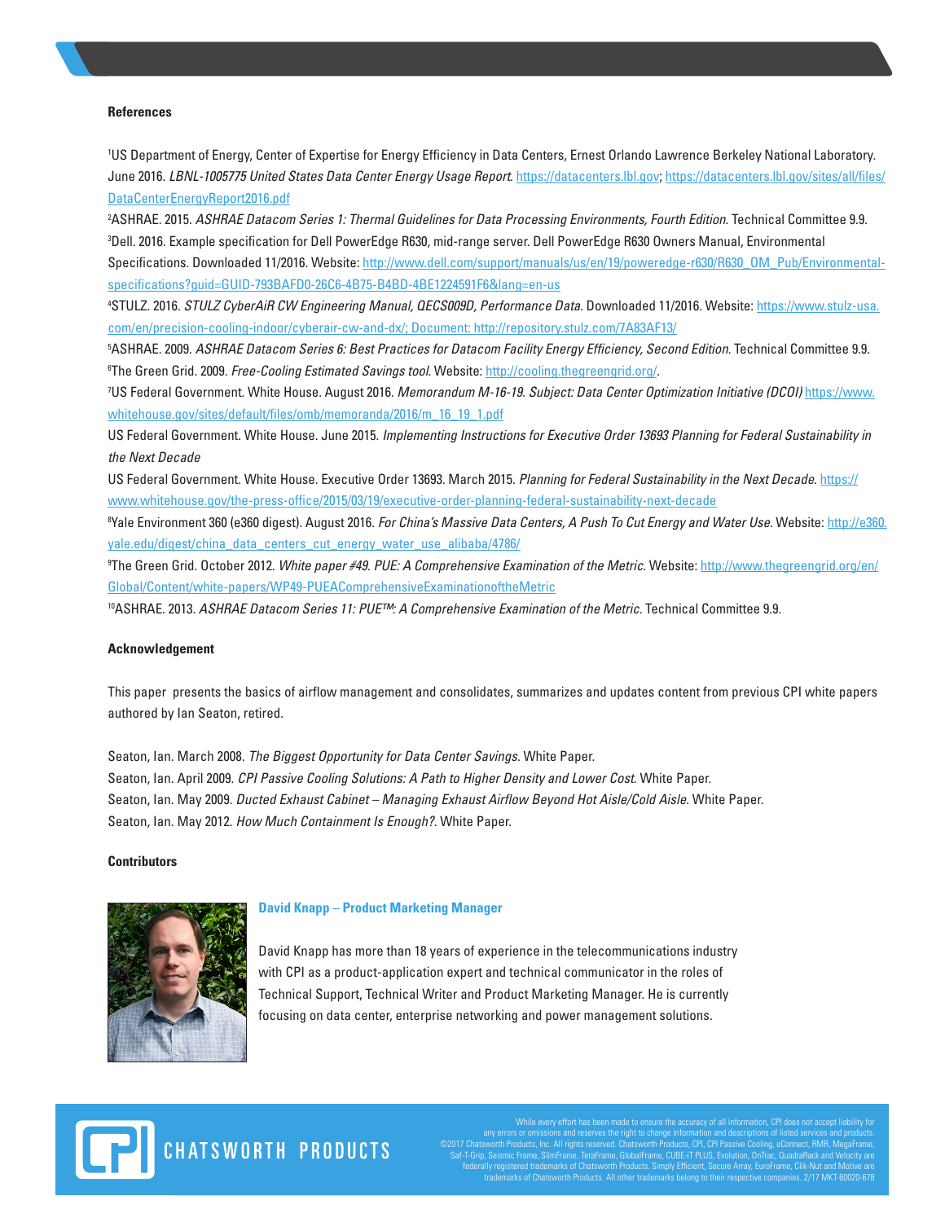**References**

[1]US Department of Energy, Center of Expertise for Energy Efficiency in Data Centers, Ernest Orlando Lawrence Berkeley National Laboratory. June 2016. *LBNL-1005775 United States Data Center Energy Usage Report.* https://datacenters.lbl.gov; https://datacenters.lbl.gov/sites/all/files/DataCenterEnergyReport2016.pdf

[2]ASHRAE. 2015. *ASHRAE Datacom Series 1: Thermal Guidelines for Data Processing Environments, Fourth Edition*. Technical Committee 9.9.

[3]Dell. 2016. Example specification for Dell PowerEdge R630, mid-range server. Dell PowerEdge R630 Owners Manual, Environmental Specifications. Downloaded 11/2016. Website: http://www.dell.com/support/manuals/us/en/19/poweredge-r630/R630_OM_Pub/Environmental-specifications?guid=GUID-793BAFD0-26C6-4B75-B4BD-4BE1224591F6&lang=en-us

[4]STULZ. 2016. *STULZ CyberAiR CW Engineering Manual, QECS009D, Performance Data*. Downloaded 11/2016. Website: https://www.stulz-usa.com/en/precision-cooling-indoor/cyberair-cw-and-dx/; Document: http://repository.stulz.com/7A83AF13/

[5]ASHRAE. 2009. *ASHRAE Datacom Series 6: Best Practices for Datacom Facility Energy Efficiency, Second Edition*. Technical Committee 9.9.

[6]The Green Grid. 2009. *Free-Cooling Estimated Savings tool*. Website: http://cooling.thegreengrid.org/.

[7]US Federal Government. White House. August 2016. *Memorandum M-16-19. Subject: Data Center Optimization Initiative (DCOI)* https://www.whitehouse.gov/sites/default/files/omb/memoranda/2016/m_16_19_1.pdf

US Federal Government. White House. June 2015. *Implementing Instructions for Executive Order 13693 Planning for Federal Sustainability in the Next Decade*

US Federal Government. White House. Executive Order 13693. March 2015. *Planning for Federal Sustainability in the Next Decade*. https://www.whitehouse.gov/the-press-office/2015/03/19/executive-order-planning-federal-sustainability-next-decade

[8]Yale Environment 360 (e360 digest). August 2016. *For China's Massive Data Centers, A Push To Cut Energy and Water Use*. Website: http://e360.yale.edu/digest/china_data_centers_cut_energy_water_use_alibaba/4786/

[9]The Green Grid. October 2012. *White paper #49. PUE: A Comprehensive Examination of the Metric*. Website: http://www.thegreengrid.org/en/Global/Content/white-papers/WP49-PUEAComprehensiveExaminationoftheMetric

[10]ASHRAE. 2013. *ASHRAE Datacom Series 11: PUE™: A Comprehensive Examination of the Metric*. Technical Committee 9.9.

**Acknowledgement**

This paper presents the basics of airflow management and consolidates, summarizes and updates content from previous CPI white papers authored by Ian Seaton, retired.

Seaton, Ian. March 2008. *The Biggest Opportunity for Data Center Savings*. White Paper.
Seaton, Ian. April 2009. *CPI Passive Cooling Solutions: A Path to Higher Density and Lower Cost*. White Paper.
Seaton, Ian. May 2009. *Ducted Exhaust Cabinet – Managing Exhaust Airflow Beyond Hot Aisle/Cold Aisle*. White Paper.
Seaton, Ian. May 2012. *How Much Containment Is Enough?*. White Paper.

**Contributors**

**David Knapp – Product Marketing Manager**

David Knapp has more than 18 years of experience in the telecommunications industry with CPI as a product-application expert and technical communicator in the roles of Technical Support, Technical Writer and Product Marketing Manager. He is currently focusing on data center, enterprise networking and power management solutions.

CHATSWORTH PRODUCTS

While every effort has been made to ensure the accuracy of all information, CPI does not accept liability for any errors or omissions and reserves the right to change information and descriptions of listed services and products. ©2017 Chatsworth Products, Inc. All rights reserved. Chatsworth Products, CPI, CPI Passive Cooling, eConnect, RMR, MegaFrame, Saf-T-Grip, Seismic Frame, SlimFrame, TeraFrame, GlobalFrame, CUBE-iT PLUS, Evolution, OnTrac, QuadraRack and Velocity are federally registered trademarks of Chatsworth Products. Simply Efficient, Secure Array, EuroFrame, Clik-Nut and Motive are trademarks of Chatsworth Products. All other trademarks belong to their respective companies. 2/17 MKT-60020-678